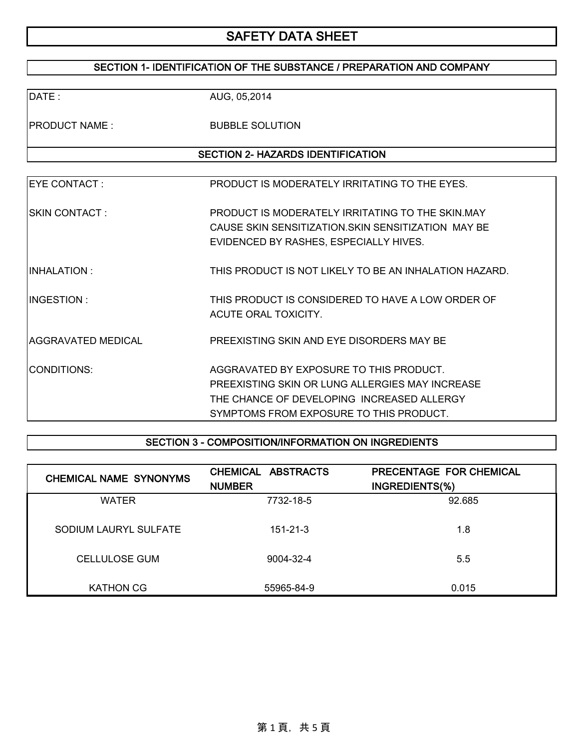# SAFETY DATA SHEET

## SECTION 1- IDENTIFICATION OF THE SUBSTANCE / PREPARATION AND COMPANY

| | |
|---|---|
| DATE : | AUG, 05,2014 |
| PRODUCT NAME : | BUBBLE SOLUTION |

## SECTION 2- HAZARDS IDENTIFICATION

| | |
|---|---|
| EYE CONTACT : | PRODUCT IS MODERATELY IRRITATING TO THE EYES. |
| SKIN CONTACT : | PRODUCT IS MODERATELY IRRITATING TO THE SKIN.MAY CAUSE SKIN SENSITIZATION.SKIN SENSITIZATION MAY BE EVIDENCED BY RASHES, ESPECIALLY HIVES. |
| INHALATION : | THIS PRODUCT IS NOT LIKELY TO BE AN INHALATION HAZARD. |
| INGESTION : | THIS PRODUCT IS CONSIDERED TO HAVE A LOW ORDER OF ACUTE ORAL TOXICITY. |
| AGGRAVATED MEDICAL CONDITIONS: | PREEXISTING SKIN AND EYE DISORDERS MAY BE AGGRAVATED BY EXPOSURE TO THIS PRODUCT. PREEXISTING SKIN OR LUNG ALLERGIES MAY INCREASE THE CHANCE OF DEVELOPING INCREASED ALLERGY SYMPTOMS FROM EXPOSURE TO THIS PRODUCT. |

## SECTION 3 - COMPOSITION/INFORMATION ON INGREDIENTS

| CHEMICAL NAME SYNONYMS | CHEMICAL ABSTRACTS NUMBER | PRECENTAGE FOR CHEMICAL INGREDIENTS(%) |
|---|---|---|
| WATER | 7732-18-5 | 92.685 |
| SODIUM LAURYL SULFATE | 151-21-3 | 1.8 |
| CELLULOSE GUM | 9004-32-4 | 5.5 |
| KATHON CG | 55965-84-9 | 0.015 |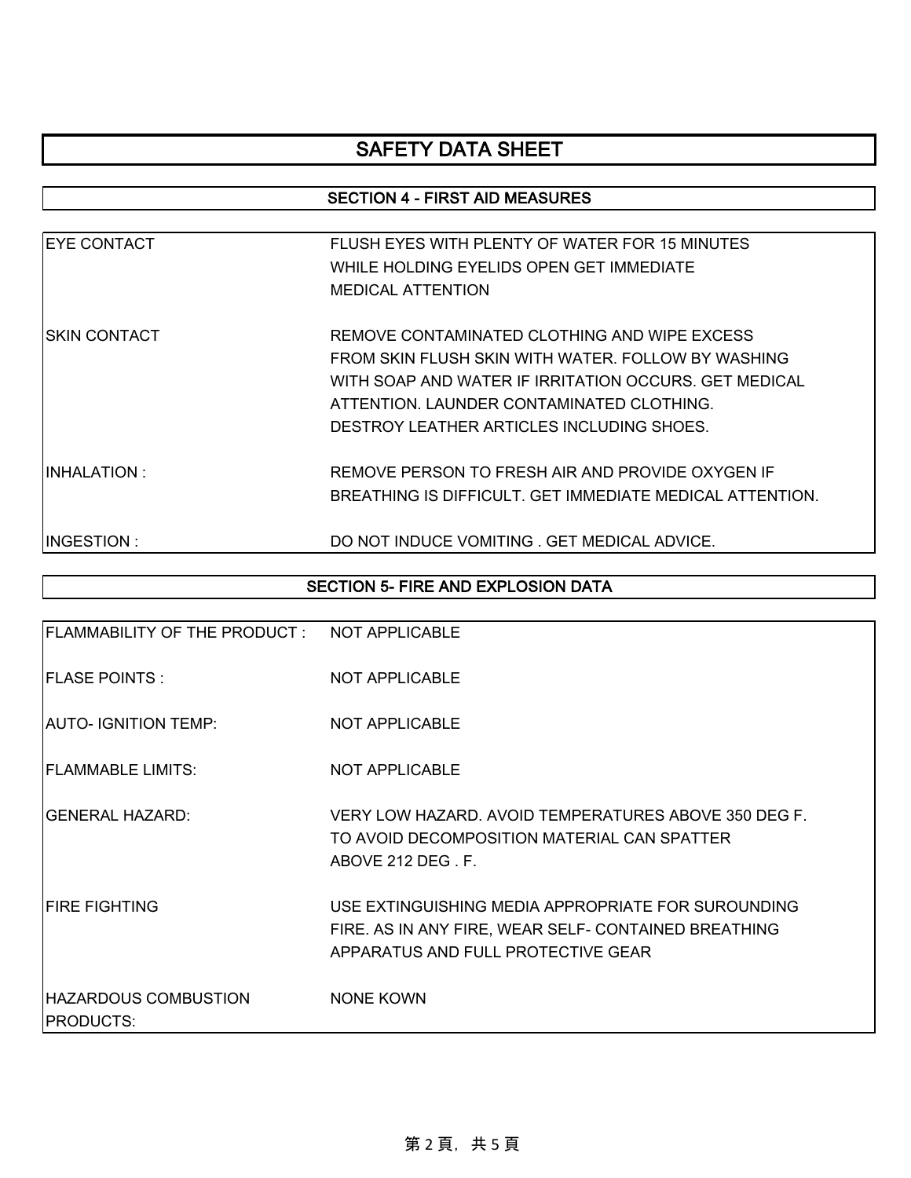# SAFETY DATA SHEET

## SECTION 4 - FIRST AID MEASURES

| | |
|---|---|
| EYE CONTACT | FLUSH EYES WITH PLENTY OF WATER FOR 15 MINUTES WHILE HOLDING EYELIDS OPEN GET IMMEDIATE MEDICAL ATTENTION |
| SKIN CONTACT | REMOVE CONTAMINATED CLOTHING AND WIPE EXCESS FROM SKIN FLUSH SKIN WITH WATER. FOLLOW BY WASHING WITH SOAP AND WATER IF IRRITATION OCCURS. GET MEDICAL ATTENTION. LAUNDER CONTAMINATED CLOTHING. DESTROY LEATHER ARTICLES INCLUDING SHOES. |
| INHALATION : | REMOVE PERSON TO FRESH AIR AND PROVIDE OXYGEN IF BREATHING IS DIFFICULT. GET IMMEDIATE MEDICAL ATTENTION. |
| INGESTION : | DO NOT INDUCE VOMITING . GET MEDICAL ADVICE. |

## SECTION 5- FIRE AND EXPLOSION DATA

| | |
|---|---|
| FLAMMABILITY OF THE PRODUCT : | NOT APPLICABLE |
| FLASE POINTS : | NOT APPLICABLE |
| AUTO- IGNITION TEMP: | NOT APPLICABLE |
| FLAMMABLE LIMITS: | NOT APPLICABLE |
| GENERAL HAZARD: | VERY LOW HAZARD. AVOID TEMPERATURES ABOVE 350 DEG F. TO AVOID DECOMPOSITION MATERIAL CAN SPATTER ABOVE 212 DEG . F. |
| FIRE FIGHTING | USE EXTINGUISHING MEDIA APPROPRIATE FOR SUROUNDING FIRE. AS IN ANY FIRE, WEAR SELF- CONTAINED BREATHING APPARATUS AND FULL PROTECTIVE GEAR |
| HAZARDOUS COMBUSTION PRODUCTS: | NONE KOWN |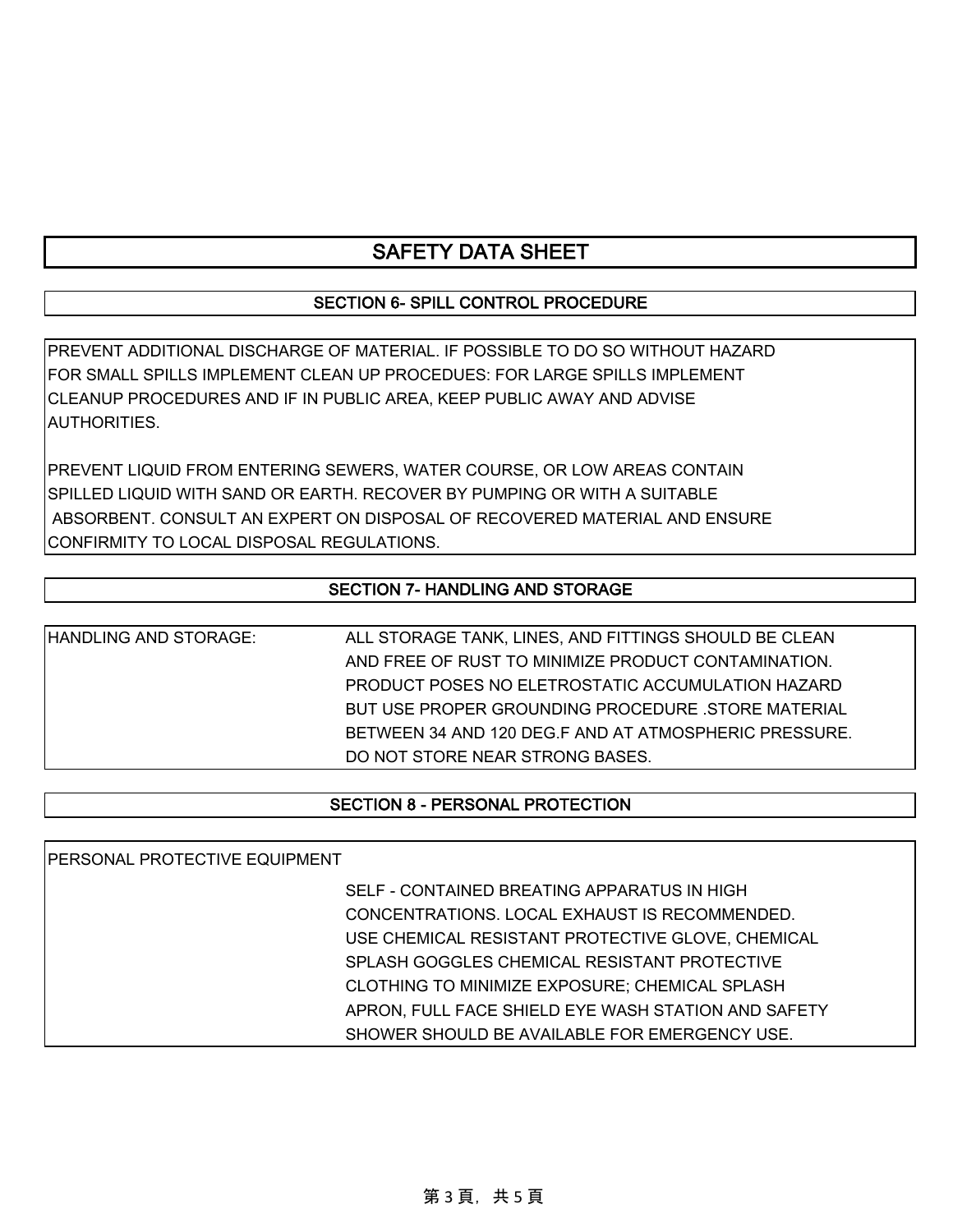# SAFETY DATA SHEET

## SECTION 6- SPILL CONTROL PROCEDURE

PREVENT ADDITIONAL DISCHARGE OF MATERIAL. IF POSSIBLE TO DO SO WITHOUT HAZARD FOR SMALL SPILLS IMPLEMENT CLEAN UP PROCEDUES: FOR LARGE SPILLS IMPLEMENT CLEANUP PROCEDURES AND IF IN PUBLIC AREA, KEEP PUBLIC AWAY AND ADVISE AUTHORITIES.

PREVENT LIQUID FROM ENTERING SEWERS, WATER COURSE, OR LOW AREAS CONTAIN SPILLED LIQUID WITH SAND OR EARTH. RECOVER BY PUMPING OR WITH A SUITABLE ABSORBENT. CONSULT AN EXPERT ON DISPOSAL OF RECOVERED MATERIAL AND ENSURE CONFIRMITY TO LOCAL DISPOSAL REGULATIONS.

## SECTION 7- HANDLING AND STORAGE

| HANDLING AND STORAGE: | ALL STORAGE TANK, LINES, AND FITTINGS SHOULD BE CLEAN AND FREE OF RUST TO MINIMIZE PRODUCT CONTAMINATION. PRODUCT POSES NO ELETROSTATIC ACCUMULATION HAZARD BUT USE PROPER GROUNDING PROCEDURE .STORE MATERIAL BETWEEN 34 AND 120 DEG.F AND AT ATMOSPHERIC PRESSURE. DO NOT STORE NEAR STRONG BASES. |
|---|---|

## SECTION 8 - PERSONAL PROTECTION

| PERSONAL PROTECTIVE EQUIPMENT | |
|---|---|
| | SELF - CONTAINED BREATING APPARATUS IN HIGH CONCENTRATIONS. LOCAL EXHAUST IS RECOMMENDED. USE CHEMICAL RESISTANT PROTECTIVE GLOVE, CHEMICAL SPLASH GOGGLES CHEMICAL RESISTANT PROTECTIVE CLOTHING TO MINIMIZE EXPOSURE; CHEMICAL SPLASH APRON, FULL FACE SHIELD EYE WASH STATION AND SAFETY SHOWER SHOULD BE AVAILABLE FOR EMERGENCY USE. |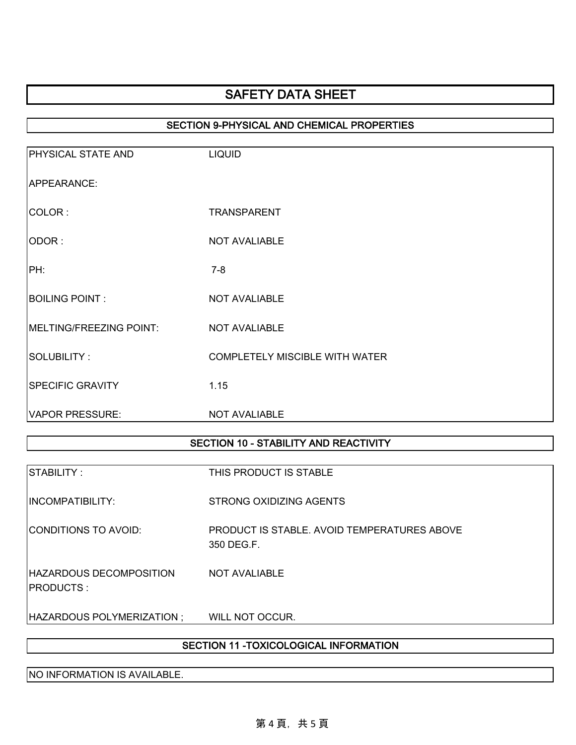# SAFETY DATA SHEET

## SECTION 9-PHYSICAL AND CHEMICAL PROPERTIES

| | |
|---|---|
| PHYSICAL STATE AND APPEARANCE: | LIQUID |
| COLOR : | TRANSPARENT |
| ODOR : | NOT AVALIABLE |
| PH: | 7-8 |
| BOILING POINT : | NOT AVALIABLE |
| MELTING/FREEZING POINT: | NOT AVALIABLE |
| SOLUBILITY : | COMPLETELY MISCIBLE WITH WATER |
| SPECIFIC GRAVITY | 1.15 |
| VAPOR PRESSURE: | NOT AVALIABLE |

## SECTION 10 - STABILITY AND REACTIVITY

| | |
|---|---|
| STABILITY : | THIS PRODUCT IS STABLE |
| INCOMPATIBILITY: | STRONG OXIDIZING AGENTS |
| CONDITIONS TO AVOID: | PRODUCT IS STABLE. AVOID TEMPERATURES ABOVE 350 DEG.F. |
| HAZARDOUS DECOMPOSITION PRODUCTS : | NOT AVALIABLE |
| HAZARDOUS POLYMERIZATION ; | WILL NOT OCCUR. |

## SECTION 11 -TOXICOLOGICAL INFORMATION

NO INFORMATION IS AVAILABLE.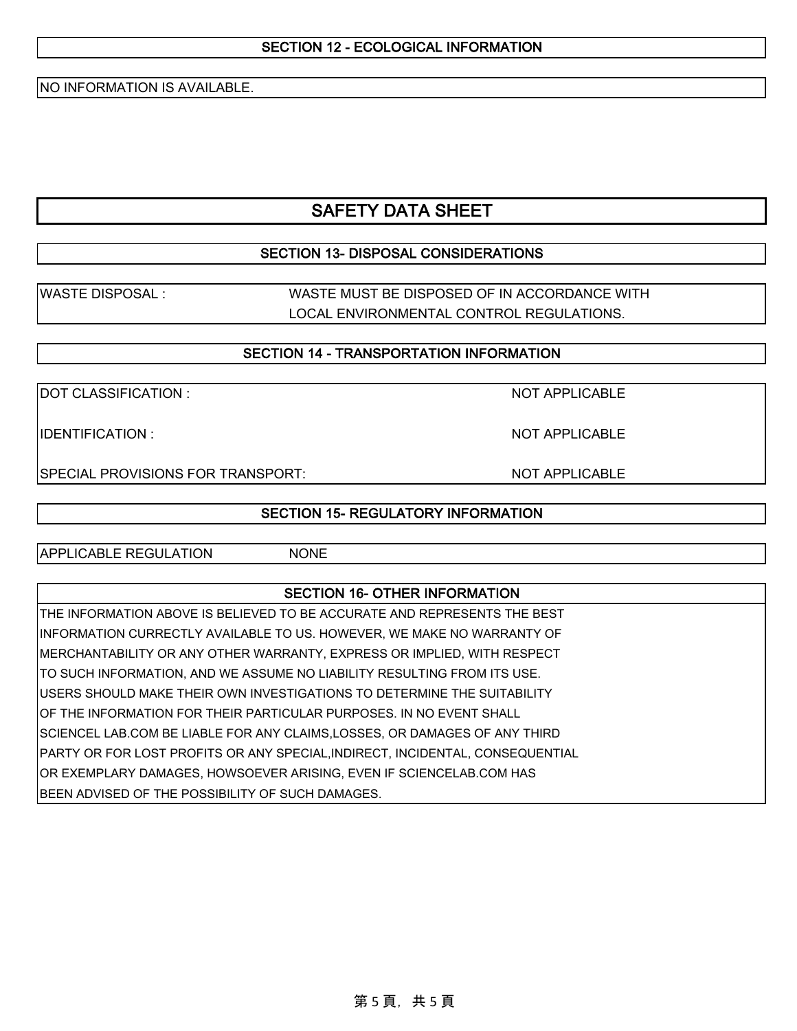## SECTION 12 - ECOLOGICAL INFORMATION

NO INFORMATION IS AVAILABLE.

# SAFETY DATA SHEET

## SECTION 13- DISPOSAL CONSIDERATIONS

| | |
|---|---|
| WASTE DISPOSAL : | WASTE MUST BE DISPOSED OF IN ACCORDANCE WITH LOCAL ENVIRONMENTAL CONTROL REGULATIONS. |

## SECTION 14 - TRANSPORTATION INFORMATION

| | |
|---|---|
| DOT CLASSIFICATION : | NOT APPLICABLE |
| IDENTIFICATION : | NOT APPLICABLE |
| SPECIAL PROVISIONS FOR TRANSPORT: | NOT APPLICABLE |

## SECTION 15- REGULATORY INFORMATION

| | |
|---|---|
| APPLICABLE REGULATION | NONE |

## SECTION 16- OTHER INFORMATION

THE INFORMATION ABOVE IS BELIEVED TO BE ACCURATE AND REPRESENTS THE BEST INFORMATION CURRECTLY AVAILABLE TO US. HOWEVER, WE MAKE NO WARRANTY OF MERCHANTABILITY OR ANY OTHER WARRANTY, EXPRESS OR IMPLIED, WITH RESPECT TO SUCH INFORMATION, AND WE ASSUME NO LIABILITY RESULTING FROM ITS USE. USERS SHOULD MAKE THEIR OWN INVESTIGATIONS TO DETERMINE THE SUITABILITY OF THE INFORMATION FOR THEIR PARTICULAR PURPOSES. IN NO EVENT SHALL SCIENCEL LAB.COM BE LIABLE FOR ANY CLAIMS,LOSSES, OR DAMAGES OF ANY THIRD PARTY OR FOR LOST PROFITS OR ANY SPECIAL,INDIRECT, INCIDENTAL, CONSEQUENTIAL OR EXEMPLARY DAMAGES, HOWSOEVER ARISING, EVEN IF SCIENCELAB.COM HAS BEEN ADVISED OF THE POSSIBILITY OF SUCH DAMAGES.